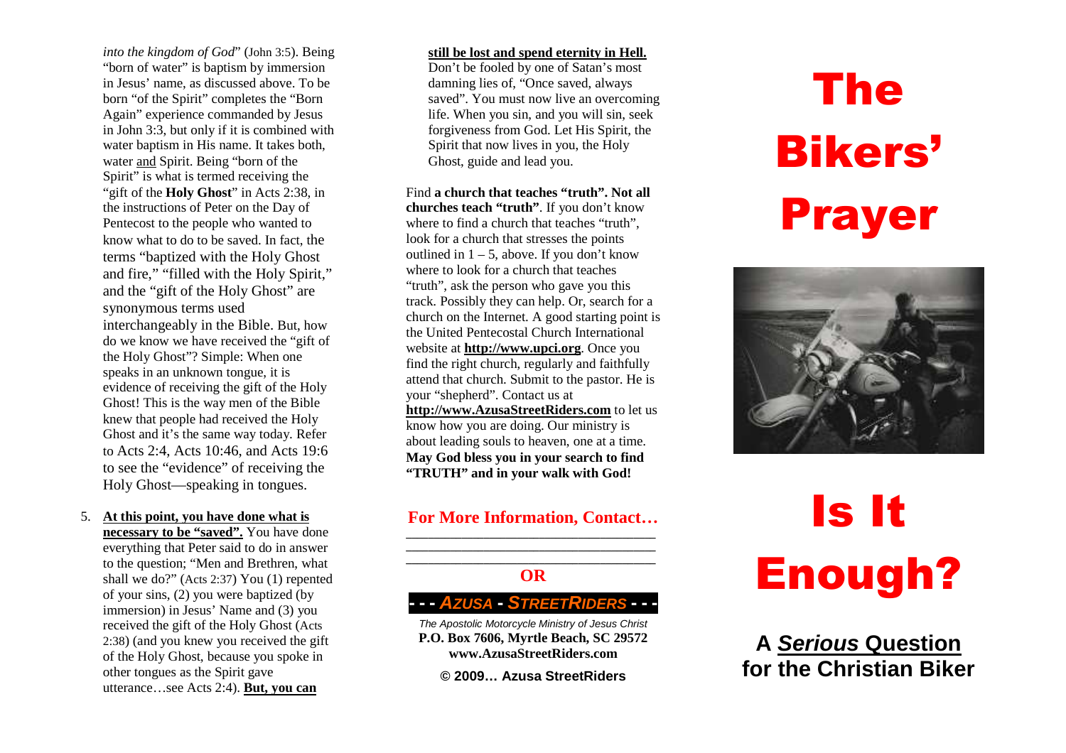*into the kingdom of God*" (John 3:5). Being "born of water" is baptism by immersion in Jesus' name, as discussed above. To be born "of the Spirit" completes the "Born Again" experience commanded by Jesus in John 3:3, but only if it is combined with water baptism in His name. It takes both, water and Spirit. Being "born of the Spirit" is what is termed receiving the "gift of the **Holy Ghost**" in Acts 2:38, in the instructions of Peter on the Day of Pentecost to the people who wanted to know what to do to be saved. In fact, the terms "baptized with the Holy Ghost and fire," "filled with the Holy Spirit," and the "gift of the Holy Ghost" are synonymous terms used interchangeably in the Bible. But, how do we know we have received the "gift of the Holy Ghost"? Simple: When one speaks in an unknown tongue, it is evidence of receiving the gift of the Holy Ghost! This is the way men of the Bible knew that people had received the Holy Ghost and it's the same way today. Refer to Acts 2:4, Acts 10:46, and Acts 19:6 to see the "evidence" of receiving the Holy Ghost—speaking in tongues.

5. **At this point, you have done what is necessary to be "saved".** You have done everything that Peter said to do in answer to the question; "Men and Brethren, what shall we do?" (Acts 2:37) You (1) repented of your sins, (2) you were baptized (by immersion) in Jesus' Name and (3) you received the gift of the Holy Ghost (Acts 2:38) (and you knew you received the gift of the Holy Ghost, because you spoke in other tongues as the Spirit gave utterance…see Acts 2:4). **But, you can still be lost and spend eternity in Hell.** Don't be fooled by one of Satan's most damning lies of, "Once saved, always saved". You must now live an overcoming life. When you sin, and you will sin, seek forgiveness from God. Let His Spirit, the Spirit that now lives in you, the Holy Ghost, guide and lead you.

Find **a church that teaches "truth". Not all churches teach "truth"**. If you don't know where to find a church that teaches "truth", look for a church that stresses the points outlined in 1 – 5, above. If you don't know where to look for a church that teaches "truth", ask the person who gave you this track. Possibly they can help. Or, search for a church on the Internet. A good starting point is the United Pentecostal Church International website at **http://www.upci.org**. Once you find the right church, regularly and faithfully attend that church. Submit to the pastor. He is your "shepherd". Contact us at **http://www.AzusaStreetRiders.com** to let us know how you are doing. Our ministry is about leading souls to heaven, one at a time. **May God bless you in your search to find "TRUTH" and in your walk with God!**

**For More Information, Contact…**

\_\_\_\_\_\_\_\_\_\_\_\_\_\_\_\_\_\_\_\_\_\_\_\_\_\_\_\_\_\_\_\_\_\_\_
\_\_\_\_\_\_\_\_\_\_\_\_\_\_\_\_\_\_\_\_\_\_\_\_\_\_\_\_\_\_\_\_\_\_\_
\_\_\_\_\_\_\_\_\_\_\_\_\_\_\_\_\_\_\_\_\_\_\_\_\_\_\_\_\_\_\_\_\_\_\_

**OR**

**- - - *AZUSA - STREETRIDERS* - - -**

*The Apostolic Motorcycle Ministry of Jesus Christ*

**P.O. Box 7606, Myrtle Beach, SC 29572**

**www.AzusaStreetRiders.com**

**© 2009… Azusa StreetRiders**

# The Bikers' Prayer

# Is It Enough?

## A *Serious* Question for the Christian Biker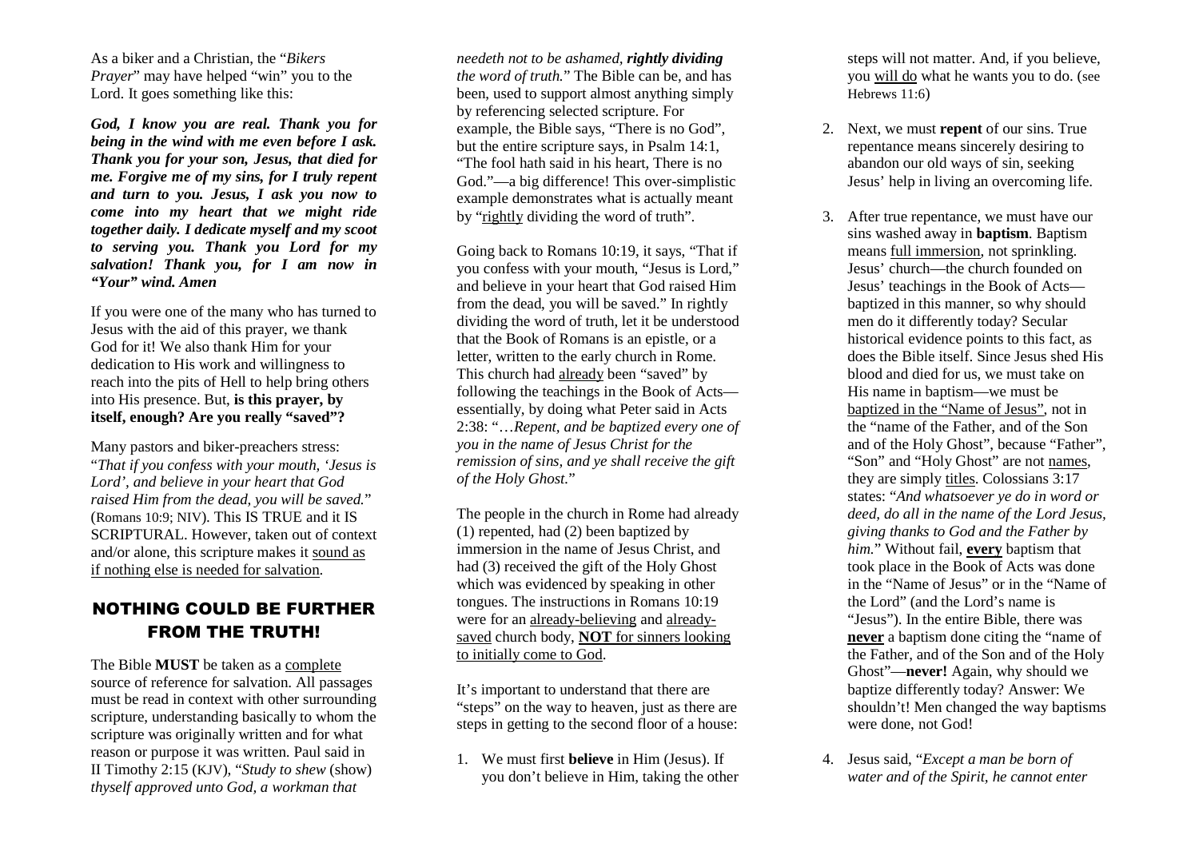As a biker and a Christian, the "*Bikers Prayer*" may have helped "win" you to the Lord. It goes something like this:

***God, I know you are real. Thank you for being in the wind with me even before I ask. Thank you for your son, Jesus, that died for me. Forgive me of my sins, for I truly repent and turn to you. Jesus, I ask you now to come into my heart that we might ride together daily. I dedicate myself and my scoot to serving you. Thank you Lord for my salvation! Thank you, for I am now in "Your" wind. Amen***

If you were one of the many who has turned to Jesus with the aid of this prayer, we thank God for it! We also thank Him for your dedication to His work and willingness to reach into the pits of Hell to help bring others into His presence. But, **is this prayer, by itself, enough? Are you really "saved"?**

Many pastors and biker-preachers stress: "*That if you confess with your mouth, 'Jesus is Lord', and believe in your heart that God raised Him from the dead, you will be saved.*" (Romans 10:9; NIV). This IS TRUE and it IS SCRIPTURAL. However, taken out of context and/or alone, this scripture makes it <u>sound as if nothing else is needed for salvation</u>.

## NOTHING COULD BE FURTHER FROM THE TRUTH!

The Bible **MUST** be taken as a <u>complete</u> source of reference for salvation. All passages must be read in context with other surrounding scripture, understanding basically to whom the scripture was originally written and for what reason or purpose it was written. Paul said in II Timothy 2:15 (KJV), "*Study to shew* (show) *thyself approved unto God, a workman that needeth not to be ashamed,* ***rightly dividing*** *the word of truth.*" The Bible can be, and has been, used to support almost anything simply by referencing selected scripture. For example, the Bible says, "There is no God", but the entire scripture says, in Psalm 14:1, "The fool hath said in his heart, There is no God."—a big difference! This over-simplistic example demonstrates what is actually meant by "<u>rightly</u> dividing the word of truth".

Going back to Romans 10:19, it says, "That if you confess with your mouth, "Jesus is Lord," and believe in your heart that God raised Him from the dead, you will be saved." In rightly dividing the word of truth, let it be understood that the Book of Romans is an epistle, or a letter, written to the early church in Rome. This church had <u>already</u> been "saved" by following the teachings in the Book of Acts—essentially, by doing what Peter said in Acts 2:38: "…*Repent, and be baptized every one of you in the name of Jesus Christ for the remission of sins, and ye shall receive the gift of the Holy Ghost.*"

The people in the church in Rome had already (1) repented, had (2) been baptized by immersion in the name of Jesus Christ, and had (3) received the gift of the Holy Ghost which was evidenced by speaking in other tongues. The instructions in Romans 10:19 were for an <u>already-believing</u> and <u>already-saved</u> church body, <u>**NOT** for sinners looking to initially come to God</u>.

It's important to understand that there are "steps" on the way to heaven, just as there are steps in getting to the second floor of a house:

1. We must first **believe** in Him (Jesus). If you don't believe in Him, taking the other steps will not matter. And, if you believe, you <u>will do</u> what he wants you to do. (see Hebrews 11:6)

2. Next, we must **repent** of our sins. True repentance means sincerely desiring to abandon our old ways of sin, seeking Jesus' help in living an overcoming life.

3. After true repentance, we must have our sins washed away in **baptism**. Baptism means <u>full immersion</u>, not sprinkling. Jesus' church—the church founded on Jesus' teachings in the Book of Acts—baptized in this manner, so why should men do it differently today? Secular historical evidence points to this fact, as does the Bible itself. Since Jesus shed His blood and died for us, we must take on His name in baptism—we must be <u>baptized in the "Name of Jesus"</u>, not in the "name of the Father, and of the Son and of the Holy Ghost", because "Father", "Son" and "Holy Ghost" are not <u>names</u>, they are simply <u>titles</u>. Colossians 3:17 states: "*And whatsoever ye do in word or deed, do all in the name of the Lord Jesus, giving thanks to God and the Father by him.*" Without fail, <u>**every**</u> baptism that took place in the Book of Acts was done in the "Name of Jesus" or in the "Name of the Lord" (and the Lord's name is "Jesus"). In the entire Bible, there was <u>**never**</u> a baptism done citing the "name of the Father, and of the Son and of the Holy Ghost"—**never!** Again, why should we baptize differently today? Answer: We shouldn't! Men changed the way baptisms were done, not God!

4. Jesus said, "*Except a man be born of water and of the Spirit, he cannot enter*